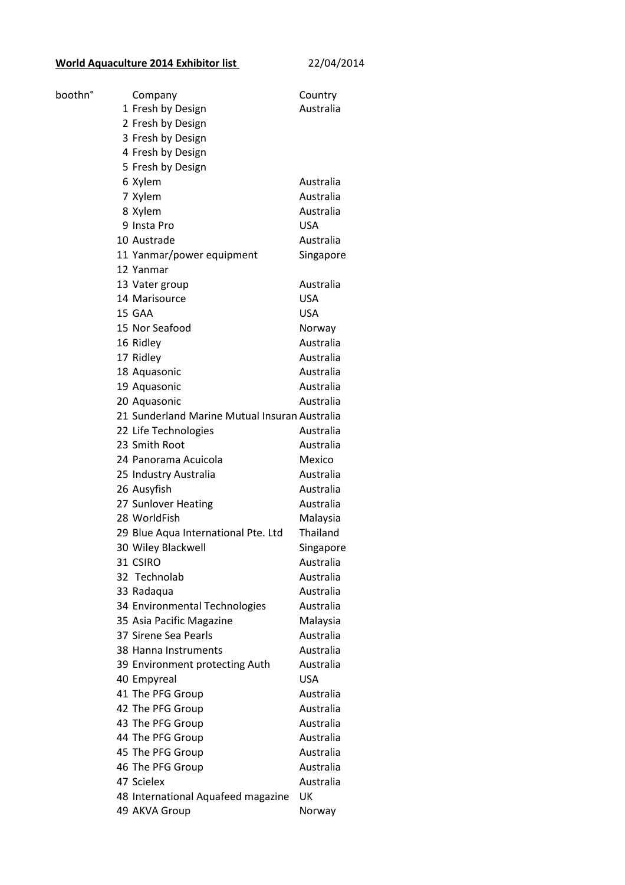**World Aquaculture 2014 Exhibitor list** 22/04/2014

| boothn° | Company | Country |
|---|---|---|
| 1 | Fresh by Design | Australia |
| 2 | Fresh by Design | |
| 3 | Fresh by Design | |
| 4 | Fresh by Design | |
| 5 | Fresh by Design | |
| 6 | Xylem | Australia |
| 7 | Xylem | Australia |
| 8 | Xylem | Australia |
| 9 | Insta Pro | USA |
| 10 | Austrade | Australia |
| 11 | Yanmar/power equipment | Singapore |
| 12 | Yanmar | |
| 13 | Vater group | Australia |
| 14 | Marisource | USA |
| 15 | GAA | USA |
| 15 | Nor Seafood | Norway |
| 16 | Ridley | Australia |
| 17 | Ridley | Australia |
| 18 | Aquasonic | Australia |
| 19 | Aquasonic | Australia |
| 20 | Aquasonic | Australia |
| 21 | Sunderland Marine Mutual Insuran | Australia |
| 22 | Life Technologies | Australia |
| 23 | Smith Root | Australia |
| 24 | Panorama Acuicola | Mexico |
| 25 | Industry Australia | Australia |
| 26 | Ausyfish | Australia |
| 27 | Sunlover Heating | Australia |
| 28 | WorldFish | Malaysia |
| 29 | Blue Aqua International Pte. Ltd | Thailand |
| 30 | Wiley Blackwell | Singapore |
| 31 | CSIRO | Australia |
| 32 | Technolab | Australia |
| 33 | Radaqua | Australia |
| 34 | Environmental Technologies | Australia |
| 35 | Asia Pacific Magazine | Malaysia |
| 37 | Sirene Sea Pearls | Australia |
| 38 | Hanna Instruments | Australia |
| 39 | Environment protecting Auth | Australia |
| 40 | Empyreal | USA |
| 41 | The PFG Group | Australia |
| 42 | The PFG Group | Australia |
| 43 | The PFG Group | Australia |
| 44 | The PFG Group | Australia |
| 45 | The PFG Group | Australia |
| 46 | The PFG Group | Australia |
| 47 | Scielex | Australia |
| 48 | International Aquafeed magazine | UK |
| 49 | AKVA Group | Norway |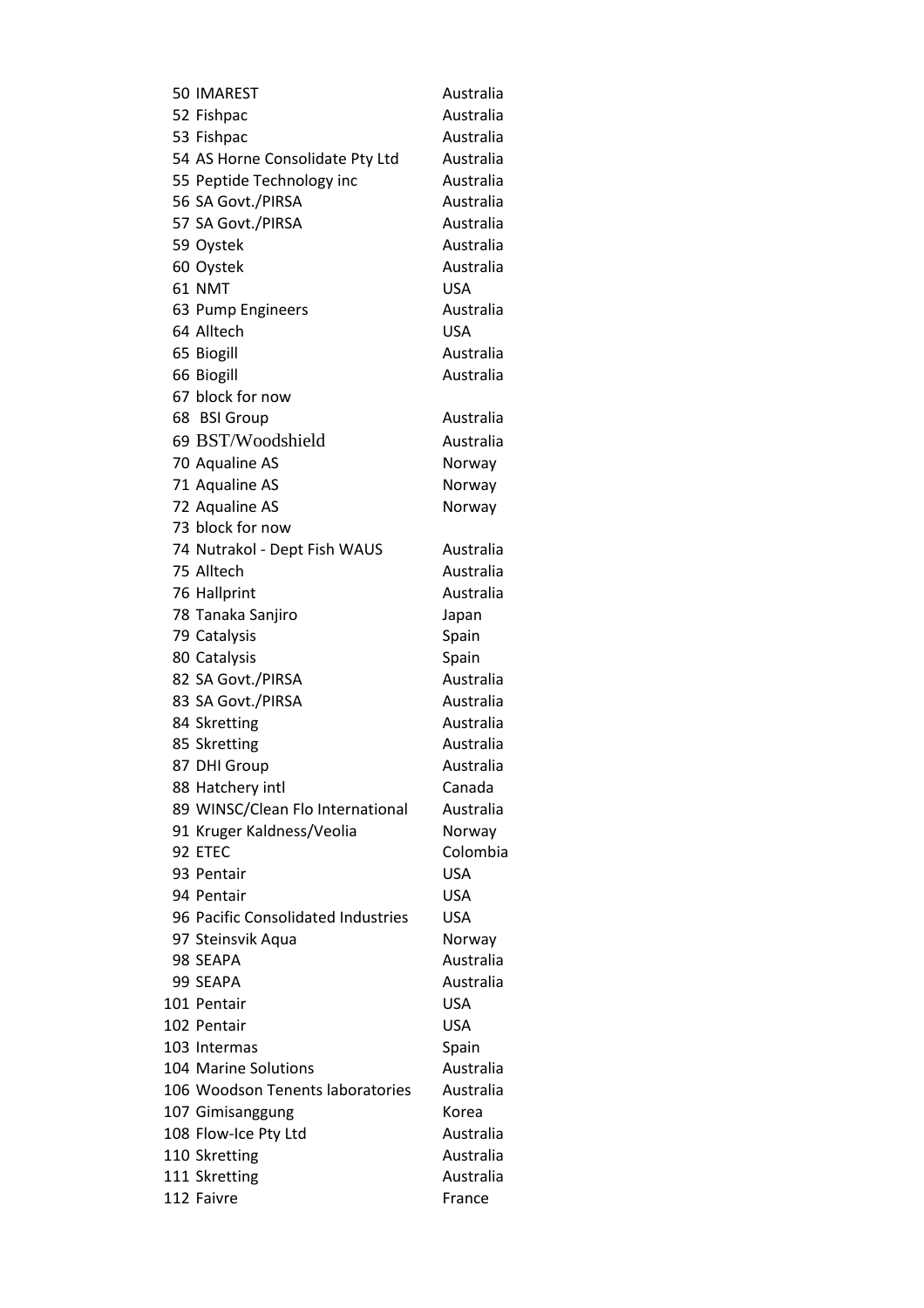| | | |
|---|---|---|
| 50 | IMAREST | Australia |
| 52 | Fishpac | Australia |
| 53 | Fishpac | Australia |
| 54 | AS Horne Consolidate Pty Ltd | Australia |
| 55 | Peptide Technology inc | Australia |
| 56 | SA Govt./PIRSA | Australia |
| 57 | SA Govt./PIRSA | Australia |
| 59 | Oystek | Australia |
| 60 | Oystek | Australia |
| 61 | NMT | USA |
| 63 | Pump Engineers | Australia |
| 64 | Alltech | USA |
| 65 | Biogill | Australia |
| 66 | Biogill | Australia |
| 67 | block for now | |
| 68 | BSI Group | Australia |
| 69 | BST/Woodshield | Australia |
| 70 | Aqualine AS | Norway |
| 71 | Aqualine AS | Norway |
| 72 | Aqualine AS | Norway |
| 73 | block for now | |
| 74 | Nutrakol - Dept Fish WAUS | Australia |
| 75 | Alltech | Australia |
| 76 | Hallprint | Australia |
| 78 | Tanaka Sanjiro | Japan |
| 79 | Catalysis | Spain |
| 80 | Catalysis | Spain |
| 82 | SA Govt./PIRSA | Australia |
| 83 | SA Govt./PIRSA | Australia |
| 84 | Skretting | Australia |
| 85 | Skretting | Australia |
| 87 | DHI Group | Australia |
| 88 | Hatchery intl | Canada |
| 89 | WINSC/Clean Flo International | Australia |
| 91 | Kruger Kaldness/Veolia | Norway |
| 92 | ETEC | Colombia |
| 93 | Pentair | USA |
| 94 | Pentair | USA |
| 96 | Pacific Consolidated Industries | USA |
| 97 | Steinsvik Aqua | Norway |
| 98 | SEAPA | Australia |
| 99 | SEAPA | Australia |
| 101 | Pentair | USA |
| 102 | Pentair | USA |
| 103 | Intermas | Spain |
| 104 | Marine Solutions | Australia |
| 106 | Woodson Tenents laboratories | Australia |
| 107 | Gimisanggung | Korea |
| 108 | Flow-Ice Pty Ltd | Australia |
| 110 | Skretting | Australia |
| 111 | Skretting | Australia |
| 112 | Faivre | France |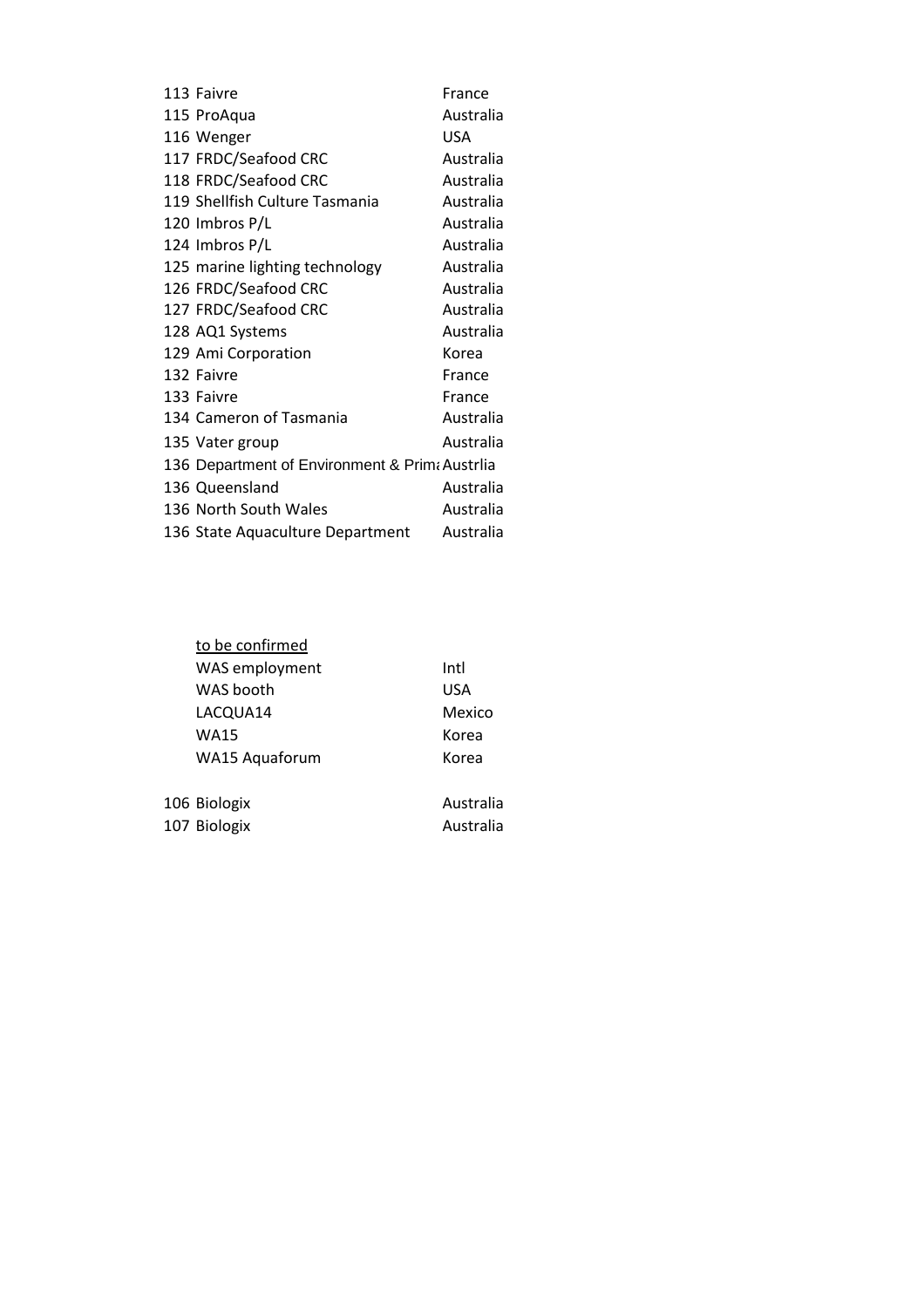| | | |
|---|---|---|
| 113 | Faivre | France |
| 115 | ProAqua | Australia |
| 116 | Wenger | USA |
| 117 | FRDC/Seafood CRC | Australia |
| 118 | FRDC/Seafood CRC | Australia |
| 119 | Shellfish Culture Tasmania | Australia |
| 120 | Imbros P/L | Australia |
| 124 | Imbros P/L | Australia |
| 125 | marine lighting technology | Australia |
| 126 | FRDC/Seafood CRC | Australia |
| 127 | FRDC/Seafood CRC | Australia |
| 128 | AQ1 Systems | Australia |
| 129 | Ami Corporation | Korea |
| 132 | Faivre | France |
| 133 | Faivre | France |
| 134 | Cameron of Tasmania | Australia |
| 135 | Vater group | Australia |
| 136 | Department of Environment & Prima | Austrlia |
| 136 | Queensland | Australia |
| 136 | North South Wales | Australia |
| 136 | State Aquaculture Department | Australia |

| | | |
|---|---|---|
| | to be confirmed | |
| | WAS employment | Intl |
| | WAS booth | USA |
| | LACQUA14 | Mexico |
| | WA15 | Korea |
| | WA15 Aquaforum | Korea |
| 106 | Biologix | Australia |
| 107 | Biologix | Australia |